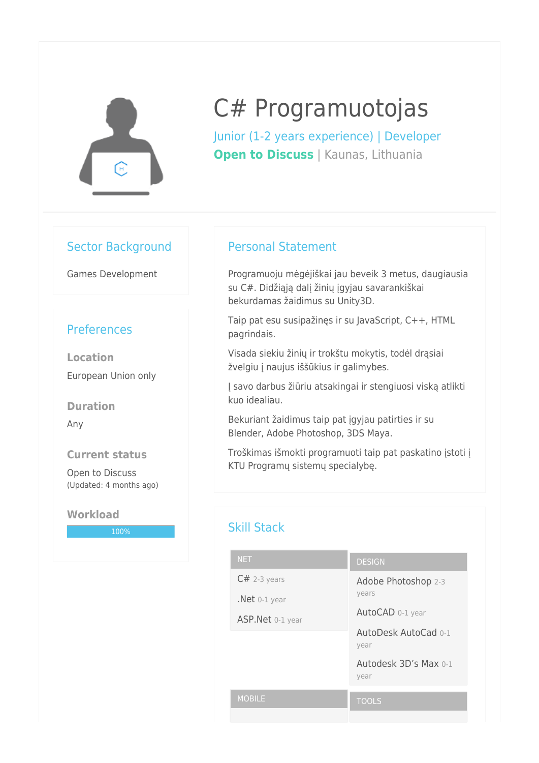# C# Programuotojas

Junior (1-2 years experience) | Developer

**Open to Discuss** | Kaunas, Lithuania

## Sector Background

Games Development

## Preferences

**Location**

European Union only

**Duration**

Any

**Current status**

Open to Discuss
(Updated: 4 months ago)

**Workload**

100%

## Personal Statement

Programuoju mėgėjiškai jau beveik 3 metus, daugiausia su C#. Didžiąją dalį žinių įgyjau savarankiškai bekurdamas žaidimus su Unity3D.

Taip pat esu susipažinęs ir su JavaScript, C++, HTML pagrindais.

Visada siekiu žinių ir trokštu mokytis, todėl drąsiai žvelgiu į naujus iššūkius ir galimybes.

Į savo darbus žiūriu atsakingai ir stengiuosi viską atlikti kuo idealiau.

Bekuriant žaidimus taip pat įgyjau patirties ir su Blender, Adobe Photoshop, 3DS Maya.

Troškimas išmokti programuoti taip pat paskatino įstoti į KTU Programų sistemų specialybę.

## Skill Stack

**NET**

- C# 2-3 years
- .Net 0-1 year
- ASP.Net 0-1 year

**DESIGN**

- Adobe Photoshop 2-3 years
- AutoCAD 0-1 year
- AutoDesk AutoCad 0-1 year
- Autodesk 3D's Max 0-1 year

**MOBILE**

**TOOLS**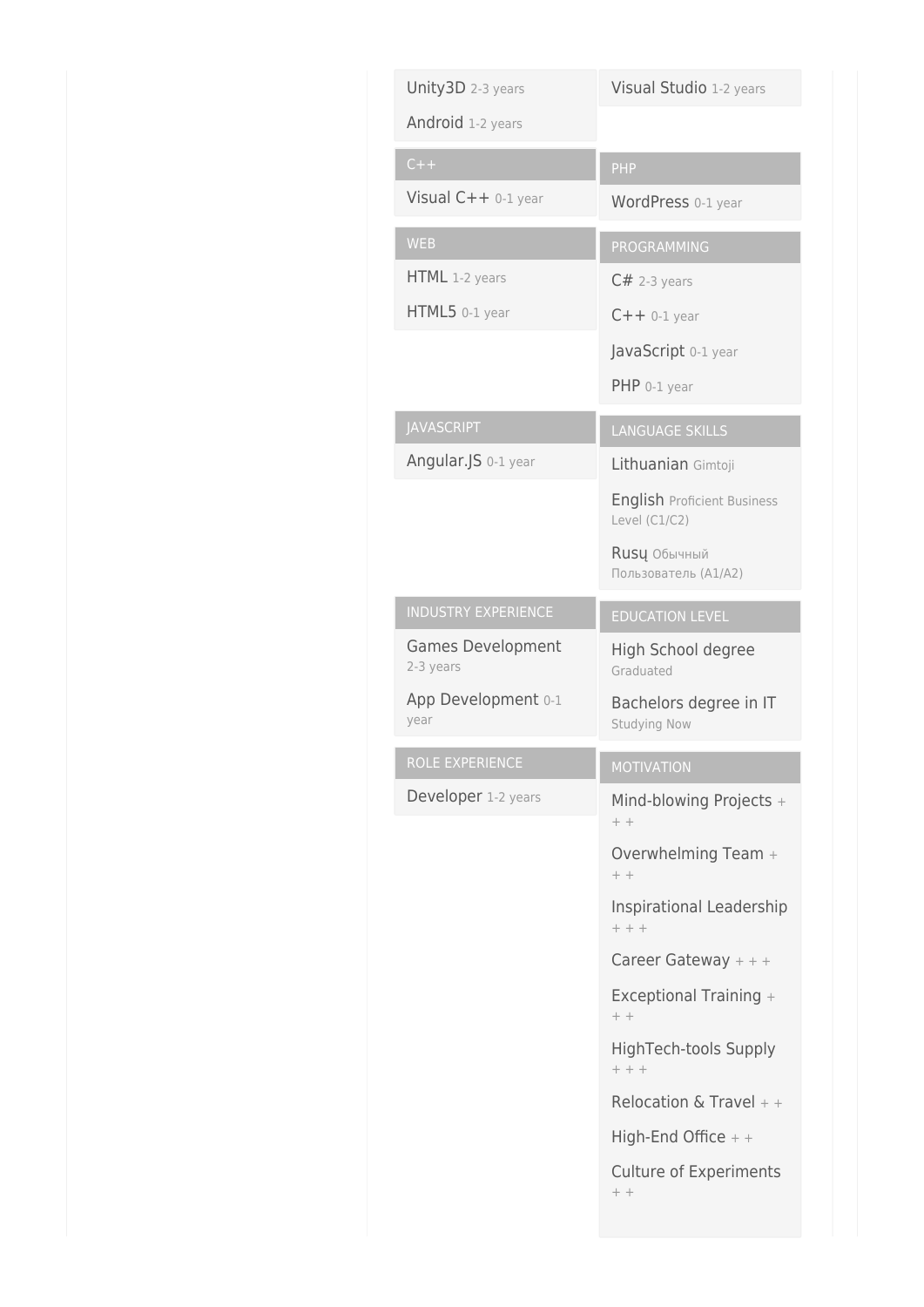Unity3D 2-3 years

Android 1-2 years

Visual Studio 1-2 years

## C++

Visual C++ 0-1 year

## PHP

WordPress 0-1 year

## WEB

HTML 1-2 years

HTML5 0-1 year

## PROGRAMMING

C# 2-3 years

C++ 0-1 year

JavaScript 0-1 year

PHP 0-1 year

## JAVASCRIPT

Angular.JS 0-1 year

## LANGUAGE SKILLS

Lithuanian Gimtoji

English Proficient Business Level (C1/C2)

Rusų Обычный Пользователь (A1/A2)

## INDUSTRY EXPERIENCE

Games Development 2-3 years

App Development 0-1 year

## EDUCATION LEVEL

High School degree Graduated

Bachelors degree in IT Studying Now

## ROLE EXPERIENCE

Developer 1-2 years

## MOTIVATION

Mind-blowing Projects + + +

Overwhelming Team + + +

Inspirational Leadership + + +

Career Gateway + + +

Exceptional Training + + +

HighTech-tools Supply + + +

Relocation & Travel + +

High-End Office + +

Culture of Experiments + +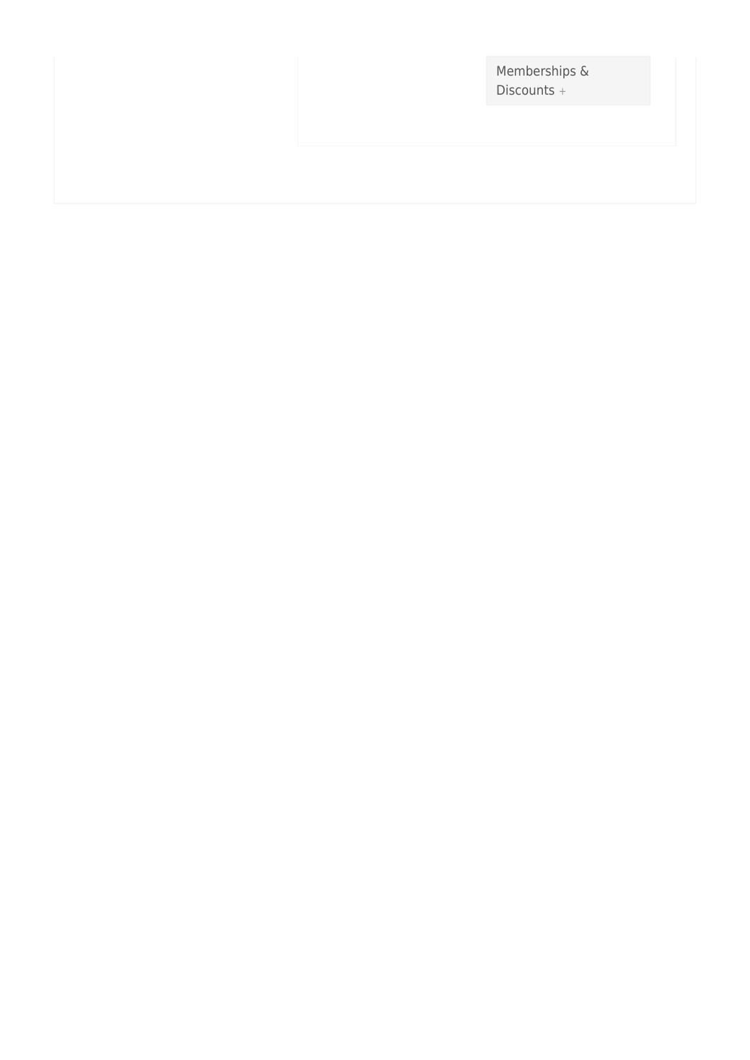Memberships & Discounts +